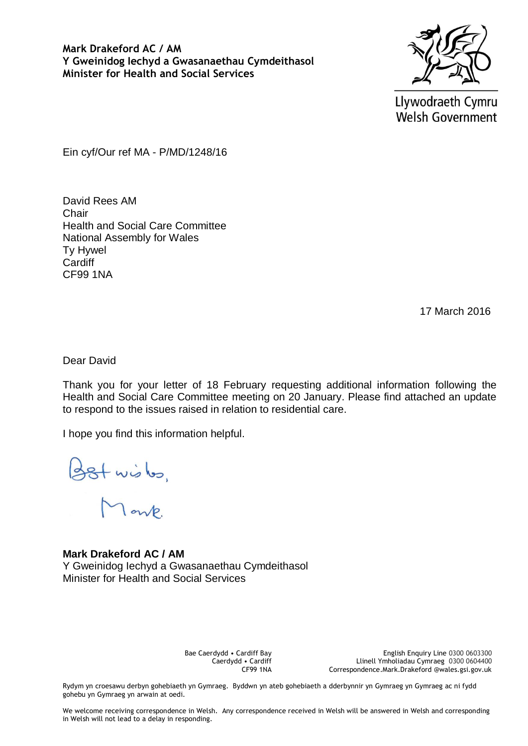**Mark Drakeford AC / AM**
**Y Gweinidog Iechyd a Gwasanaethau Cymdeithasol**
**Minister for Health and Social Services**

Llywodraeth Cymru
Welsh Government

Ein cyf/Our ref MA - P/MD/1248/16

David Rees AM
Chair
Health and Social Care Committee
National Assembly for Wales
Ty Hywel
Cardiff
CF99 1NA

17 March 2016

Dear David

Thank you for your letter of 18 February requesting additional information following the Health and Social Care Committee meeting on 20 January. Please find attached an update to respond to the issues raised in relation to residential care.

I hope you find this information helpful.

Best wishes,

Mark.

**Mark Drakeford AC / AM**
Y Gweinidog Iechyd a Gwasanaethau Cymdeithasol
Minister for Health and Social Services

Bae Caerdydd • Cardiff Bay
Caerdydd • Cardiff
CF99 1NA

English Enquiry Line 0300 0603300
Llinell Ymholiadau Cymraeg 0300 0604400
Correspondence.Mark.Drakeford@wales.gsi.gov.uk

Rydym yn croesawu derbyn gohebiaeth yn Gymraeg. Byddwn yn ateb gohebiaeth a dderbynnir yn Gymraeg yn Gymraeg ac ni fydd gohebu yn Gymraeg yn arwain at oedi.

We welcome receiving correspondence in Welsh. Any correspondence received in Welsh will be answered in Welsh and corresponding in Welsh will not lead to a delay in responding.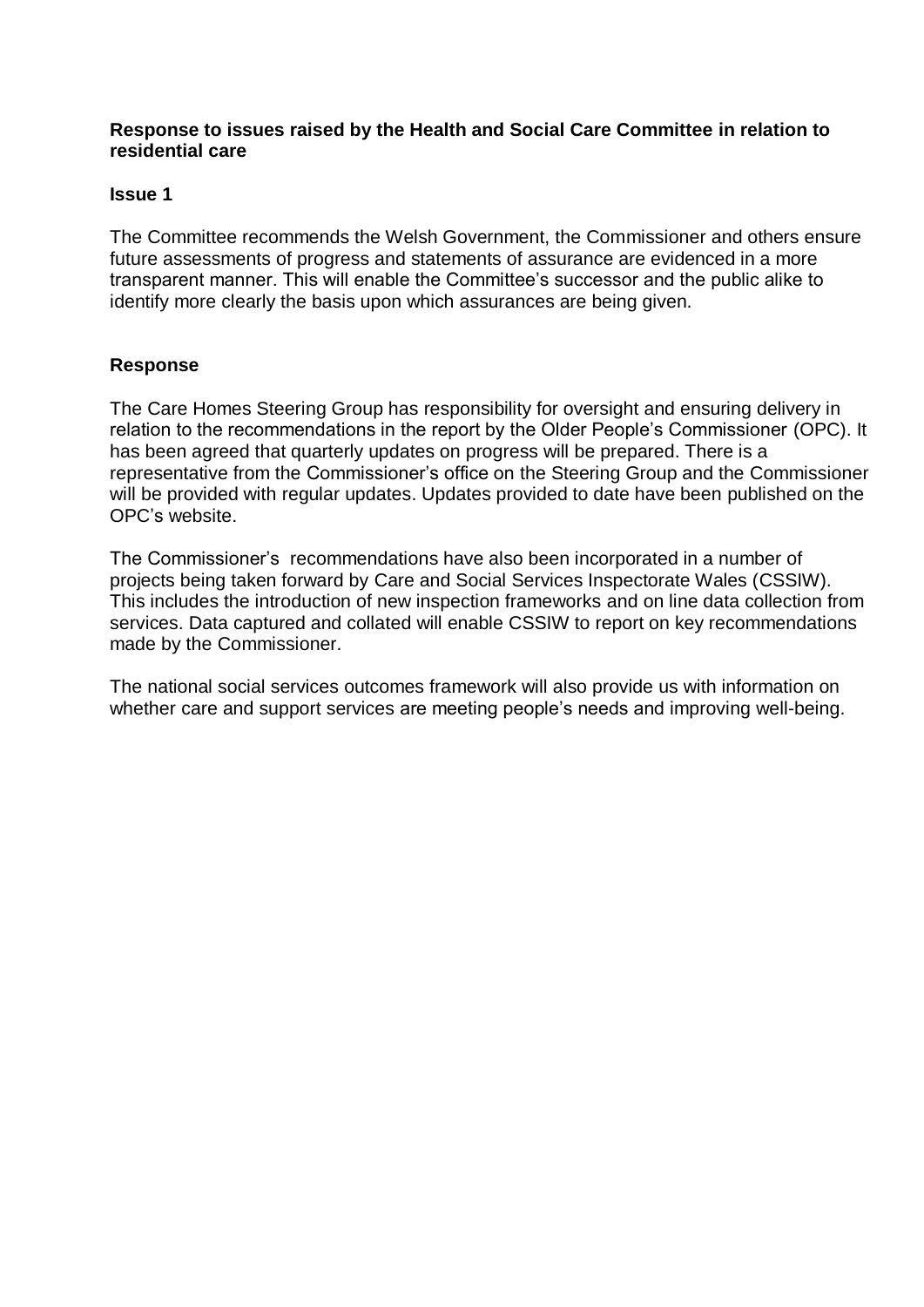**Response to issues raised by the Health and Social Care Committee in relation to residential care**

**Issue 1**

The Committee recommends the Welsh Government, the Commissioner and others ensure future assessments of progress and statements of assurance are evidenced in a more transparent manner. This will enable the Committee's successor and the public alike to identify more clearly the basis upon which assurances are being given.

**Response**

The Care Homes Steering Group has responsibility for oversight and ensuring delivery in relation to the recommendations in the report by the Older People's Commissioner (OPC). It has been agreed that quarterly updates on progress will be prepared. There is a representative from the Commissioner's office on the Steering Group and the Commissioner will be provided with regular updates. Updates provided to date have been published on the OPC's website.

The Commissioner's recommendations have also been incorporated in a number of projects being taken forward by Care and Social Services Inspectorate Wales (CSSIW). This includes the introduction of new inspection frameworks and on line data collection from services. Data captured and collated will enable CSSIW to report on key recommendations made by the Commissioner.

The national social services outcomes framework will also provide us with information on whether care and support services are meeting people's needs and improving well-being.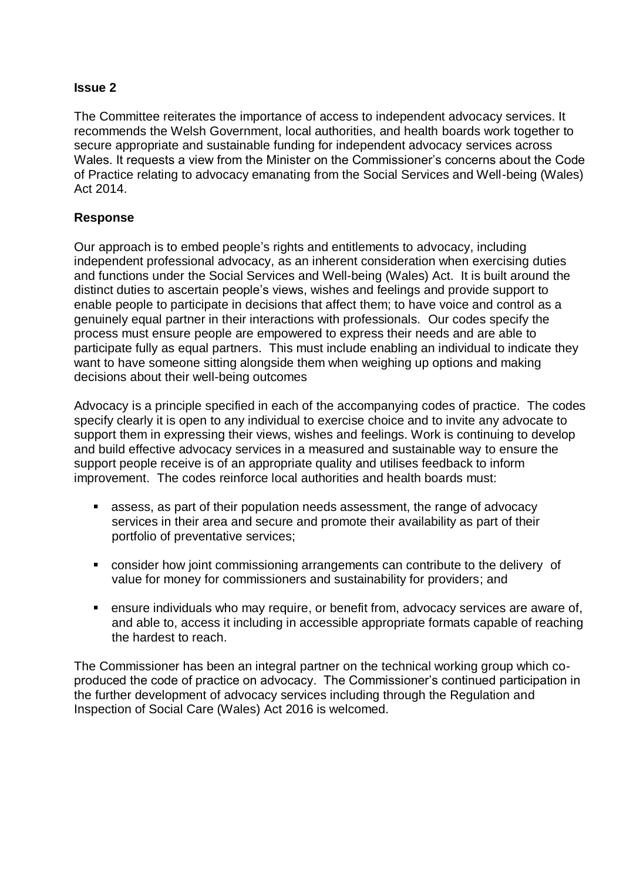**Issue 2**

The Committee reiterates the importance of access to independent advocacy services. It recommends the Welsh Government, local authorities, and health boards work together to secure appropriate and sustainable funding for independent advocacy services across Wales. It requests a view from the Minister on the Commissioner's concerns about the Code of Practice relating to advocacy emanating from the Social Services and Well-being (Wales) Act 2014.

**Response**

Our approach is to embed people's rights and entitlements to advocacy, including independent professional advocacy, as an inherent consideration when exercising duties and functions under the Social Services and Well-being (Wales) Act. It is built around the distinct duties to ascertain people's views, wishes and feelings and provide support to enable people to participate in decisions that affect them; to have voice and control as a genuinely equal partner in their interactions with professionals. Our codes specify the process must ensure people are empowered to express their needs and are able to participate fully as equal partners. This must include enabling an individual to indicate they want to have someone sitting alongside them when weighing up options and making decisions about their well-being outcomes

Advocacy is a principle specified in each of the accompanying codes of practice. The codes specify clearly it is open to any individual to exercise choice and to invite any advocate to support them in expressing their views, wishes and feelings. Work is continuing to develop and build effective advocacy services in a measured and sustainable way to ensure the support people receive is of an appropriate quality and utilises feedback to inform improvement. The codes reinforce local authorities and health boards must:

- assess, as part of their population needs assessment, the range of advocacy services in their area and secure and promote their availability as part of their portfolio of preventative services;
- consider how joint commissioning arrangements can contribute to the delivery of value for money for commissioners and sustainability for providers; and
- ensure individuals who may require, or benefit from, advocacy services are aware of, and able to, access it including in accessible appropriate formats capable of reaching the hardest to reach.

The Commissioner has been an integral partner on the technical working group which co-produced the code of practice on advocacy. The Commissioner's continued participation in the further development of advocacy services including through the Regulation and Inspection of Social Care (Wales) Act 2016 is welcomed.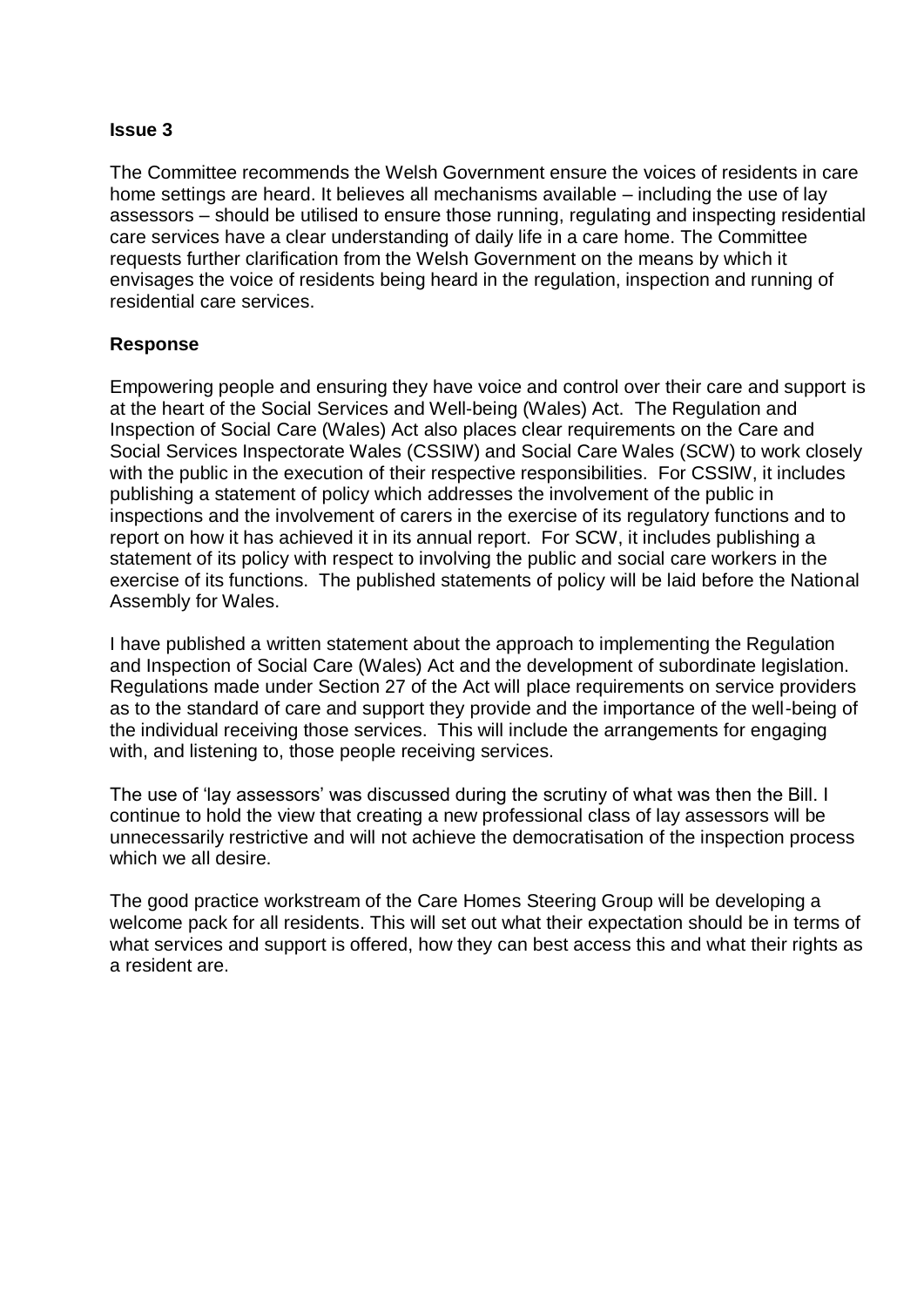**Issue 3**

The Committee recommends the Welsh Government ensure the voices of residents in care home settings are heard. It believes all mechanisms available – including the use of lay assessors – should be utilised to ensure those running, regulating and inspecting residential care services have a clear understanding of daily life in a care home. The Committee requests further clarification from the Welsh Government on the means by which it envisages the voice of residents being heard in the regulation, inspection and running of residential care services.

**Response**

Empowering people and ensuring they have voice and control over their care and support is at the heart of the Social Services and Well-being (Wales) Act. The Regulation and Inspection of Social Care (Wales) Act also places clear requirements on the Care and Social Services Inspectorate Wales (CSSIW) and Social Care Wales (SCW) to work closely with the public in the execution of their respective responsibilities. For CSSIW, it includes publishing a statement of policy which addresses the involvement of the public in inspections and the involvement of carers in the exercise of its regulatory functions and to report on how it has achieved it in its annual report. For SCW, it includes publishing a statement of its policy with respect to involving the public and social care workers in the exercise of its functions. The published statements of policy will be laid before the National Assembly for Wales.

I have published a written statement about the approach to implementing the Regulation and Inspection of Social Care (Wales) Act and the development of subordinate legislation. Regulations made under Section 27 of the Act will place requirements on service providers as to the standard of care and support they provide and the importance of the well-being of the individual receiving those services. This will include the arrangements for engaging with, and listening to, those people receiving services.

The use of 'lay assessors' was discussed during the scrutiny of what was then the Bill. I continue to hold the view that creating a new professional class of lay assessors will be unnecessarily restrictive and will not achieve the democratisation of the inspection process which we all desire.

The good practice workstream of the Care Homes Steering Group will be developing a welcome pack for all residents. This will set out what their expectation should be in terms of what services and support is offered, how they can best access this and what their rights as a resident are.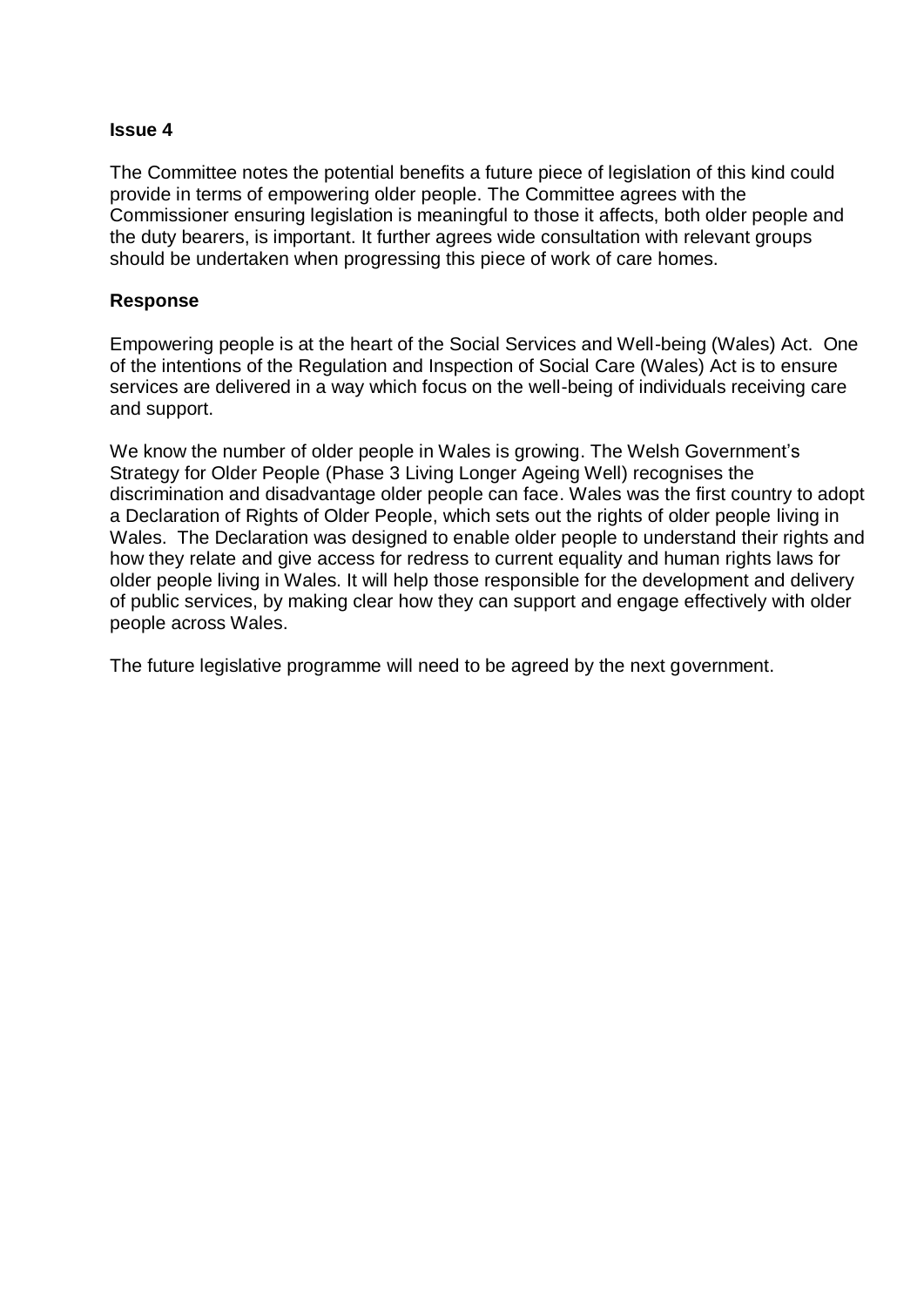**Issue 4**

The Committee notes the potential benefits a future piece of legislation of this kind could provide in terms of empowering older people. The Committee agrees with the Commissioner ensuring legislation is meaningful to those it affects, both older people and the duty bearers, is important. It further agrees wide consultation with relevant groups should be undertaken when progressing this piece of work of care homes.

**Response**

Empowering people is at the heart of the Social Services and Well-being (Wales) Act. One of the intentions of the Regulation and Inspection of Social Care (Wales) Act is to ensure services are delivered in a way which focus on the well-being of individuals receiving care and support.

We know the number of older people in Wales is growing. The Welsh Government's Strategy for Older People (Phase 3 Living Longer Ageing Well) recognises the discrimination and disadvantage older people can face. Wales was the first country to adopt a Declaration of Rights of Older People, which sets out the rights of older people living in Wales. The Declaration was designed to enable older people to understand their rights and how they relate and give access for redress to current equality and human rights laws for older people living in Wales. It will help those responsible for the development and delivery of public services, by making clear how they can support and engage effectively with older people across Wales.

The future legislative programme will need to be agreed by the next government.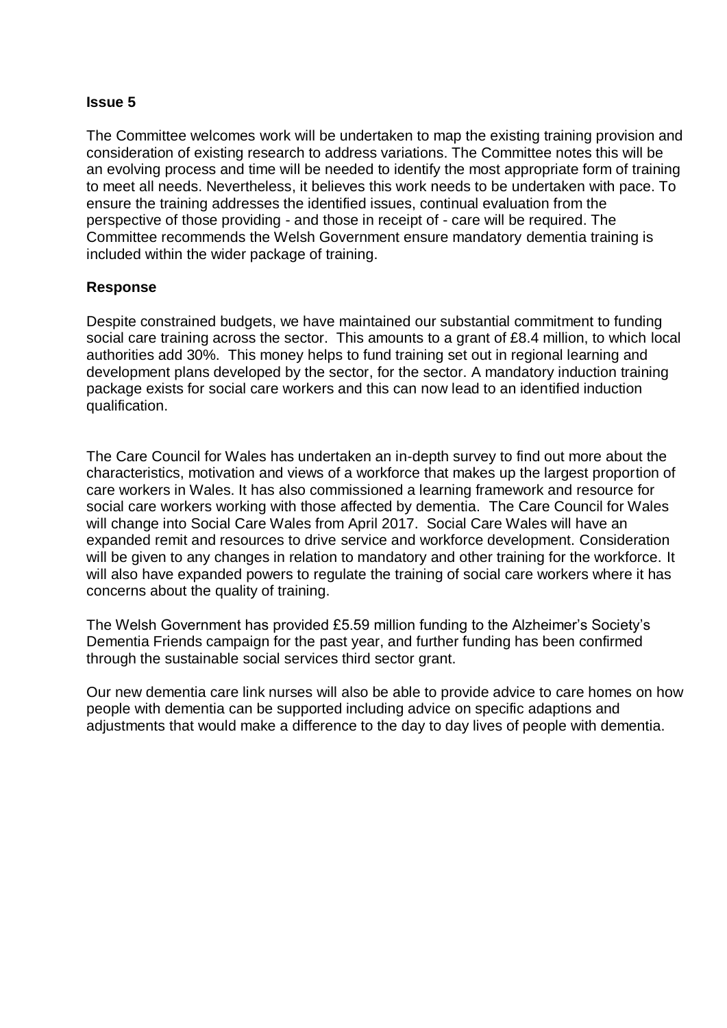**Issue 5**

The Committee welcomes work will be undertaken to map the existing training provision and consideration of existing research to address variations. The Committee notes this will be an evolving process and time will be needed to identify the most appropriate form of training to meet all needs. Nevertheless, it believes this work needs to be undertaken with pace. To ensure the training addresses the identified issues, continual evaluation from the perspective of those providing - and those in receipt of - care will be required. The Committee recommends the Welsh Government ensure mandatory dementia training is included within the wider package of training.

**Response**

Despite constrained budgets, we have maintained our substantial commitment to funding social care training across the sector. This amounts to a grant of £8.4 million, to which local authorities add 30%. This money helps to fund training set out in regional learning and development plans developed by the sector, for the sector. A mandatory induction training package exists for social care workers and this can now lead to an identified induction qualification.

The Care Council for Wales has undertaken an in-depth survey to find out more about the characteristics, motivation and views of a workforce that makes up the largest proportion of care workers in Wales. It has also commissioned a learning framework and resource for social care workers working with those affected by dementia. The Care Council for Wales will change into Social Care Wales from April 2017. Social Care Wales will have an expanded remit and resources to drive service and workforce development. Consideration will be given to any changes in relation to mandatory and other training for the workforce. It will also have expanded powers to regulate the training of social care workers where it has concerns about the quality of training.

The Welsh Government has provided £5.59 million funding to the Alzheimer's Society's Dementia Friends campaign for the past year, and further funding has been confirmed through the sustainable social services third sector grant.

Our new dementia care link nurses will also be able to provide advice to care homes on how people with dementia can be supported including advice on specific adaptions and adjustments that would make a difference to the day to day lives of people with dementia.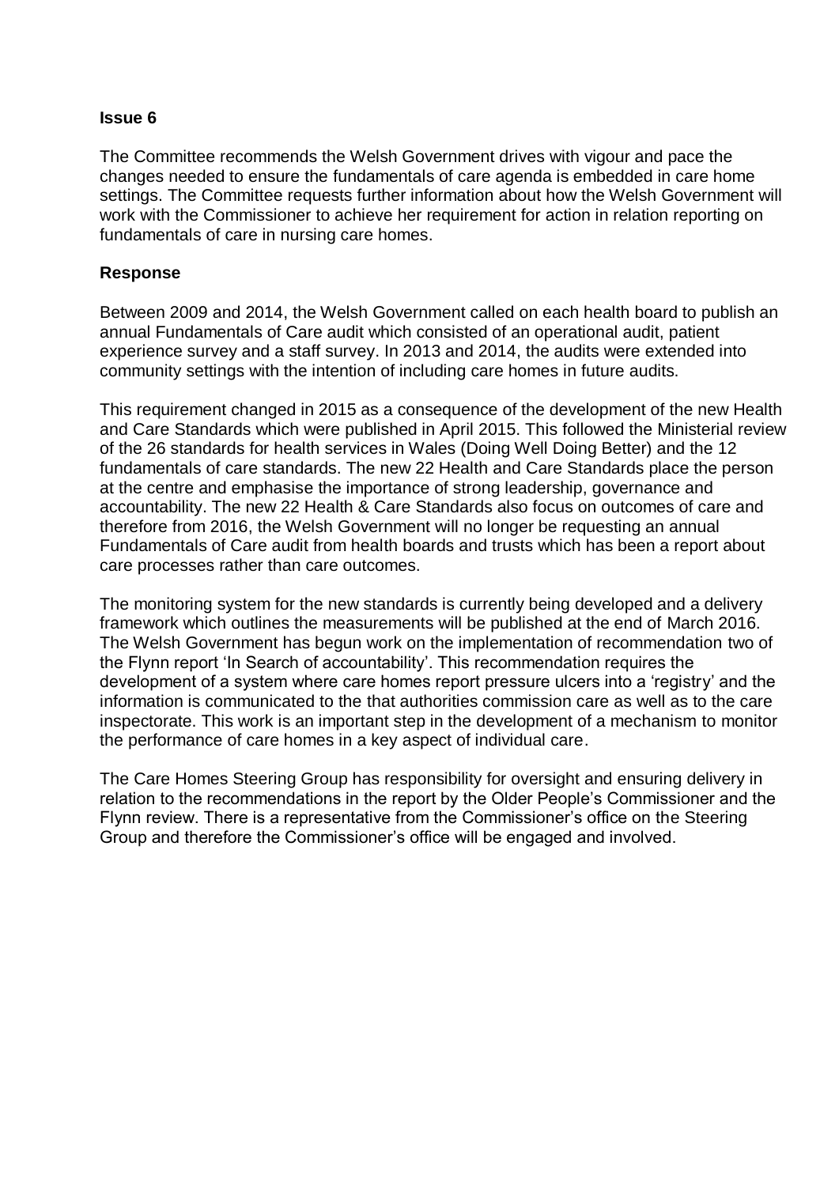**Issue 6**

The Committee recommends the Welsh Government drives with vigour and pace the changes needed to ensure the fundamentals of care agenda is embedded in care home settings. The Committee requests further information about how the Welsh Government will work with the Commissioner to achieve her requirement for action in relation reporting on fundamentals of care in nursing care homes.

**Response**

Between 2009 and 2014, the Welsh Government called on each health board to publish an annual Fundamentals of Care audit which consisted of an operational audit, patient experience survey and a staff survey. In 2013 and 2014, the audits were extended into community settings with the intention of including care homes in future audits.

This requirement changed in 2015 as a consequence of the development of the new Health and Care Standards which were published in April 2015. This followed the Ministerial review of the 26 standards for health services in Wales (Doing Well Doing Better) and the 12 fundamentals of care standards. The new 22 Health and Care Standards place the person at the centre and emphasise the importance of strong leadership, governance and accountability. The new 22 Health & Care Standards also focus on outcomes of care and therefore from 2016, the Welsh Government will no longer be requesting an annual Fundamentals of Care audit from health boards and trusts which has been a report about care processes rather than care outcomes.

The monitoring system for the new standards is currently being developed and a delivery framework which outlines the measurements will be published at the end of March 2016. The Welsh Government has begun work on the implementation of recommendation two of the Flynn report 'In Search of accountability'. This recommendation requires the development of a system where care homes report pressure ulcers into a 'registry' and the information is communicated to the that authorities commission care as well as to the care inspectorate. This work is an important step in the development of a mechanism to monitor the performance of care homes in a key aspect of individual care.

The Care Homes Steering Group has responsibility for oversight and ensuring delivery in relation to the recommendations in the report by the Older People's Commissioner and the Flynn review. There is a representative from the Commissioner's office on the Steering Group and therefore the Commissioner's office will be engaged and involved.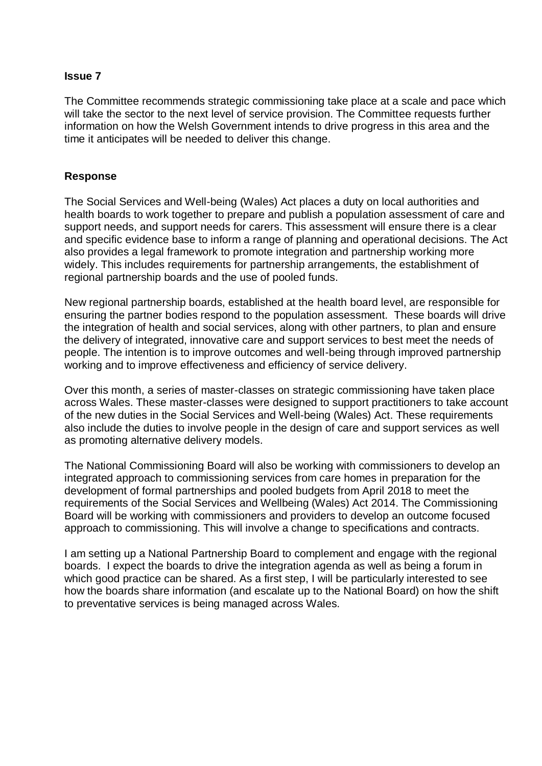**Issue 7**

The Committee recommends strategic commissioning take place at a scale and pace which will take the sector to the next level of service provision. The Committee requests further information on how the Welsh Government intends to drive progress in this area and the time it anticipates will be needed to deliver this change.

**Response**

The Social Services and Well-being (Wales) Act places a duty on local authorities and health boards to work together to prepare and publish a population assessment of care and support needs, and support needs for carers. This assessment will ensure there is a clear and specific evidence base to inform a range of planning and operational decisions. The Act also provides a legal framework to promote integration and partnership working more widely. This includes requirements for partnership arrangements, the establishment of regional partnership boards and the use of pooled funds.

New regional partnership boards, established at the health board level, are responsible for ensuring the partner bodies respond to the population assessment. These boards will drive the integration of health and social services, along with other partners, to plan and ensure the delivery of integrated, innovative care and support services to best meet the needs of people. The intention is to improve outcomes and well-being through improved partnership working and to improve effectiveness and efficiency of service delivery.

Over this month, a series of master-classes on strategic commissioning have taken place across Wales. These master-classes were designed to support practitioners to take account of the new duties in the Social Services and Well-being (Wales) Act. These requirements also include the duties to involve people in the design of care and support services as well as promoting alternative delivery models.

The National Commissioning Board will also be working with commissioners to develop an integrated approach to commissioning services from care homes in preparation for the development of formal partnerships and pooled budgets from April 2018 to meet the requirements of the Social Services and Wellbeing (Wales) Act 2014. The Commissioning Board will be working with commissioners and providers to develop an outcome focused approach to commissioning. This will involve a change to specifications and contracts.

I am setting up a National Partnership Board to complement and engage with the regional boards. I expect the boards to drive the integration agenda as well as being a forum in which good practice can be shared. As a first step, I will be particularly interested to see how the boards share information (and escalate up to the National Board) on how the shift to preventative services is being managed across Wales.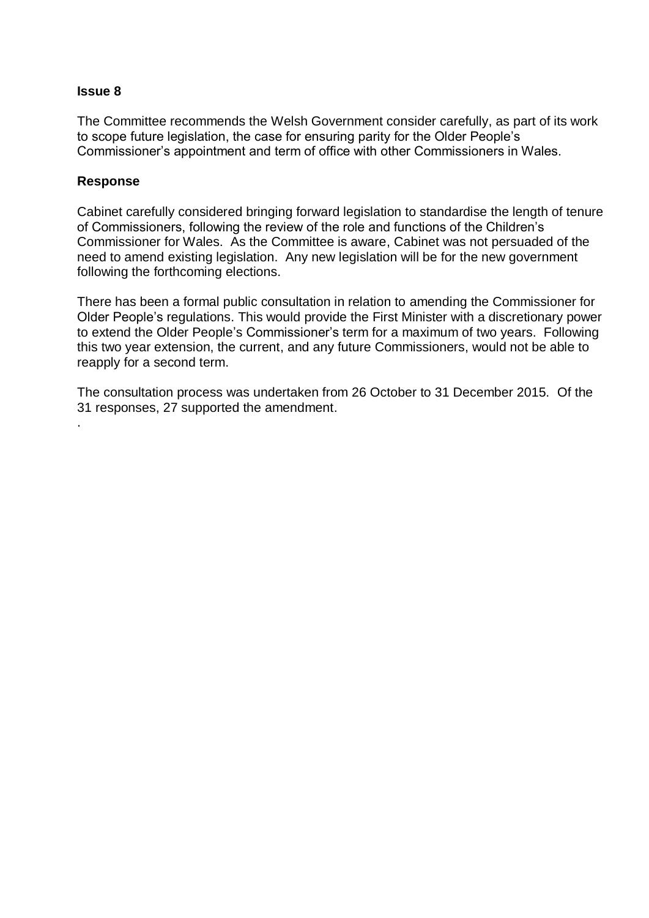**Issue 8**

The Committee recommends the Welsh Government consider carefully, as part of its work to scope future legislation, the case for ensuring parity for the Older People's Commissioner's appointment and term of office with other Commissioners in Wales.

**Response**

Cabinet carefully considered bringing forward legislation to standardise the length of tenure of Commissioners, following the review of the role and functions of the Children's Commissioner for Wales. As the Committee is aware, Cabinet was not persuaded of the need to amend existing legislation. Any new legislation will be for the new government following the forthcoming elections.

There has been a formal public consultation in relation to amending the Commissioner for Older People's regulations. This would provide the First Minister with a discretionary power to extend the Older People's Commissioner's term for a maximum of two years. Following this two year extension, the current, and any future Commissioners, would not be able to reapply for a second term.

The consultation process was undertaken from 26 October to 31 December 2015. Of the 31 responses, 27 supported the amendment.

.